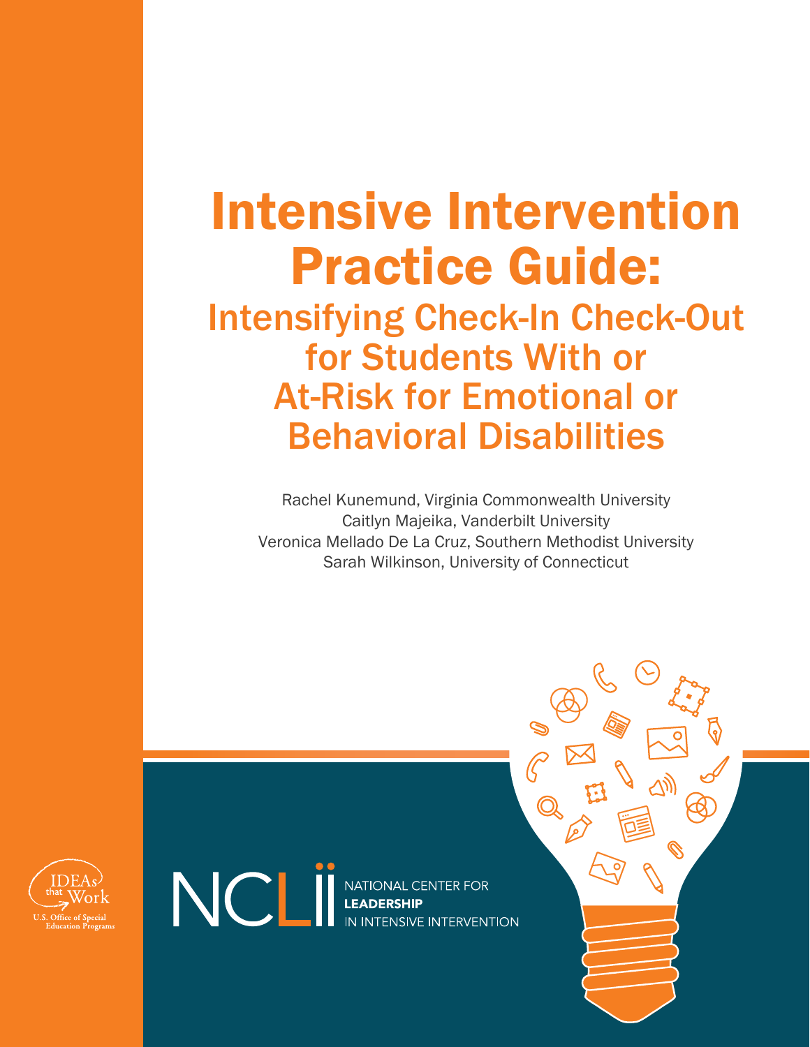# Intensive Intervention Practice Guide:

## Intensifying Check-In Check-Out for Students With or At-Risk for Emotional or Behavioral Disabilities

Rachel Kunemund, Virginia Commonwealth University
Caitlyn Majeika, Vanderbilt University
Veronica Mellado De La Cruz, Southern Methodist University
Sarah Wilkinson, University of Connecticut

IDEAs that Work
U.S. Office of Special Education Programs

NCLII NATIONAL CENTER FOR **LEADERSHIP** IN INTENSIVE INTERVENTION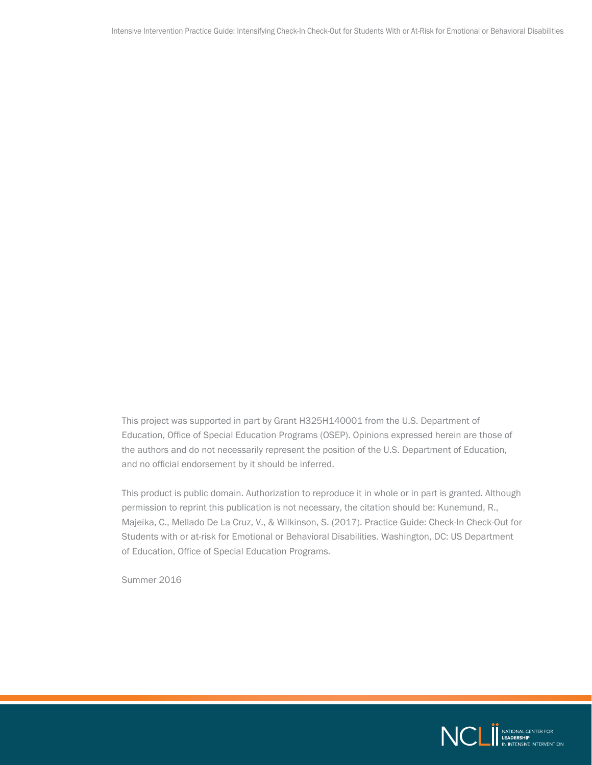This project was supported in part by Grant H325H140001 from the U.S. Department of Education, Office of Special Education Programs (OSEP). Opinions expressed herein are those of the authors and do not necessarily represent the position of the U.S. Department of Education, and no official endorsement by it should be inferred.

This product is public domain. Authorization to reproduce it in whole or in part is granted. Although permission to reprint this publication is not necessary, the citation should be: Kunemund, R., Majeika, C., Mellado De La Cruz, V., & Wilkinson, S. (2017). Practice Guide: Check-In Check-Out for Students with or at-risk for Emotional or Behavioral Disabilities. Washington, DC: US Department of Education, Office of Special Education Programs.

Summer 2016

NCLii NATIONAL CENTER FOR LEADERSHIP IN INTENSIVE INTERVENTION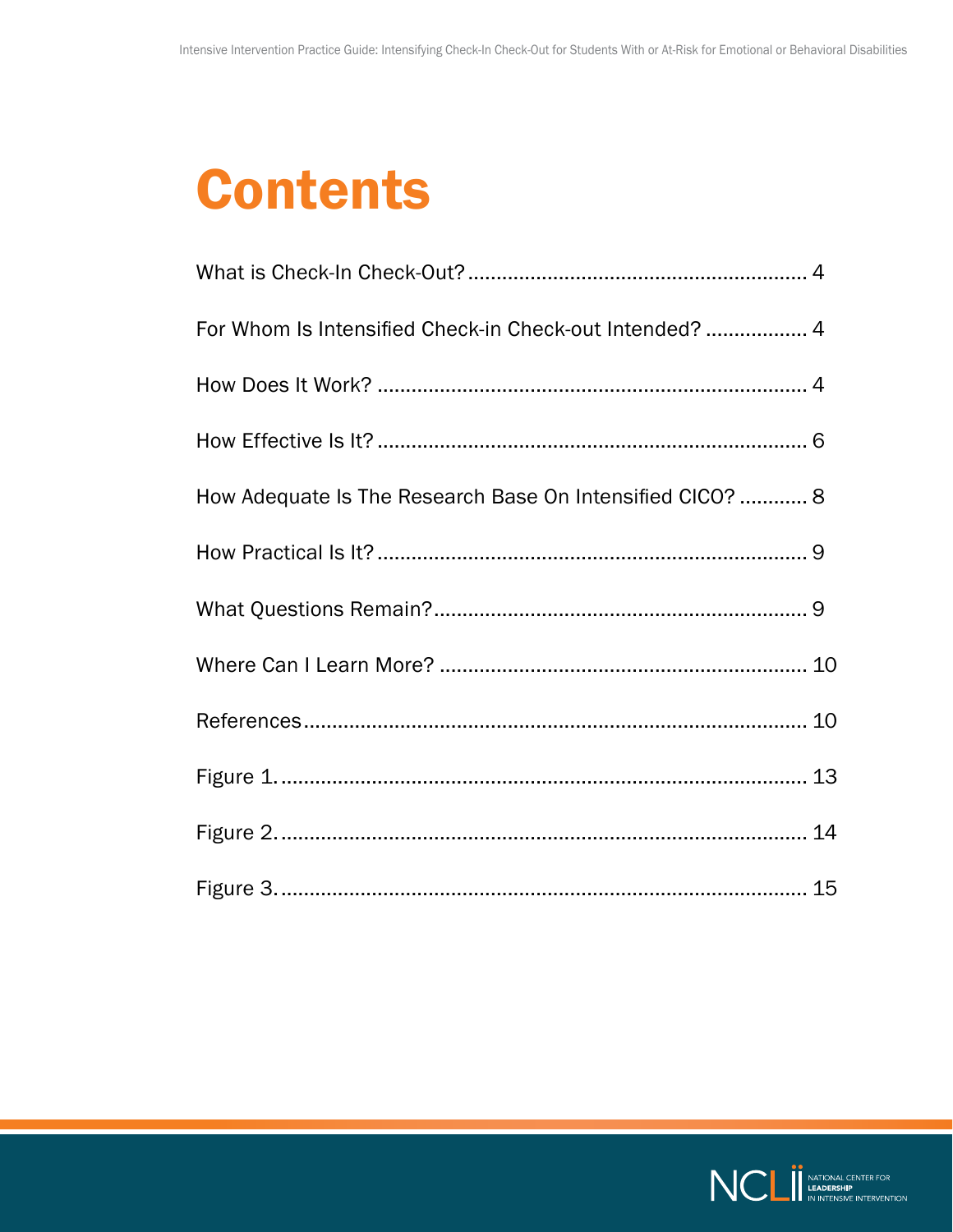# Contents

What is Check-In Check-Out? ........................................................ 4

For Whom Is Intensified Check-in Check-out Intended? .................. 4

How Does It Work? .......................................................................... 4

How Effective Is It? .......................................................................... 6

How Adequate Is The Research Base On Intensified CICO? ............ 8

How Practical Is It? .......................................................................... 9

What Questions Remain? ................................................................. 9

Where Can I Learn More? ................................................................ 10

References ...................................................................................... 10

Figure 1. .......................................................................................... 13

Figure 2. .......................................................................................... 14

Figure 3. .......................................................................................... 15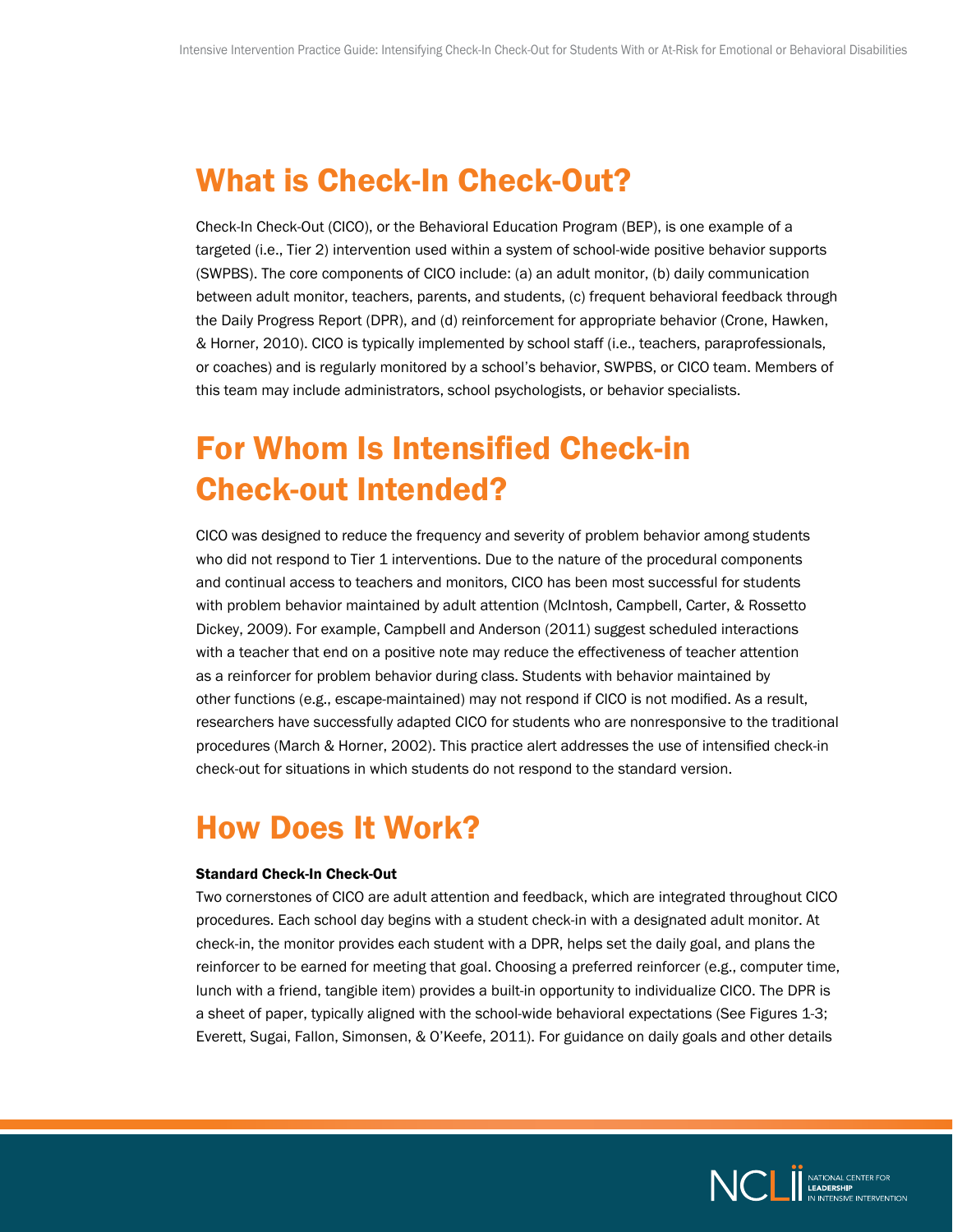# What is Check-In Check-Out?

Check-In Check-Out (CICO), or the Behavioral Education Program (BEP), is one example of a targeted (i.e., Tier 2) intervention used within a system of school-wide positive behavior supports (SWPBS). The core components of CICO include: (a) an adult monitor, (b) daily communication between adult monitor, teachers, parents, and students, (c) frequent behavioral feedback through the Daily Progress Report (DPR), and (d) reinforcement for appropriate behavior (Crone, Hawken, & Horner, 2010). CICO is typically implemented by school staff (i.e., teachers, paraprofessionals, or coaches) and is regularly monitored by a school's behavior, SWPBS, or CICO team. Members of this team may include administrators, school psychologists, or behavior specialists.

# For Whom Is Intensified Check-in Check-out Intended?

CICO was designed to reduce the frequency and severity of problem behavior among students who did not respond to Tier 1 interventions. Due to the nature of the procedural components and continual access to teachers and monitors, CICO has been most successful for students with problem behavior maintained by adult attention (McIntosh, Campbell, Carter, & Rossetto Dickey, 2009). For example, Campbell and Anderson (2011) suggest scheduled interactions with a teacher that end on a positive note may reduce the effectiveness of teacher attention as a reinforcer for problem behavior during class. Students with behavior maintained by other functions (e.g., escape-maintained) may not respond if CICO is not modified. As a result, researchers have successfully adapted CICO for students who are nonresponsive to the traditional procedures (March & Horner, 2002). This practice alert addresses the use of intensified check-in check-out for situations in which students do not respond to the standard version.

# How Does It Work?

**Standard Check-In Check-Out**

Two cornerstones of CICO are adult attention and feedback, which are integrated throughout CICO procedures. Each school day begins with a student check-in with a designated adult monitor. At check-in, the monitor provides each student with a DPR, helps set the daily goal, and plans the reinforcer to be earned for meeting that goal. Choosing a preferred reinforcer (e.g., computer time, lunch with a friend, tangible item) provides a built-in opportunity to individualize CICO. The DPR is a sheet of paper, typically aligned with the school-wide behavioral expectations (See Figures 1-3; Everett, Sugai, Fallon, Simonsen, & O'Keefe, 2011). For guidance on daily goals and other details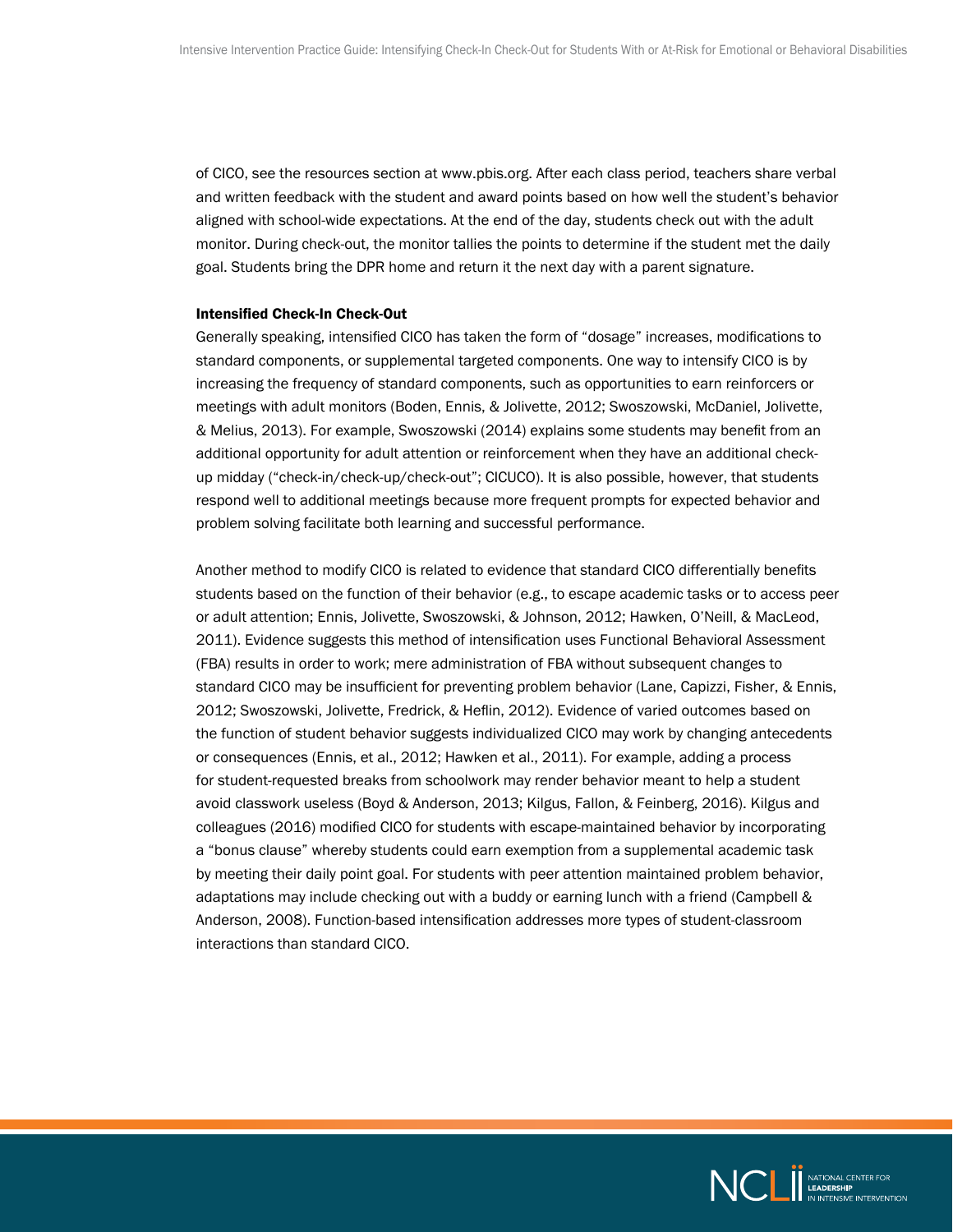of CICO, see the resources section at www.pbis.org. After each class period, teachers share verbal and written feedback with the student and award points based on how well the student's behavior aligned with school-wide expectations. At the end of the day, students check out with the adult monitor. During check-out, the monitor tallies the points to determine if the student met the daily goal. Students bring the DPR home and return it the next day with a parent signature.

#### Intensified Check-In Check-Out

Generally speaking, intensified CICO has taken the form of "dosage" increases, modifications to standard components, or supplemental targeted components. One way to intensify CICO is by increasing the frequency of standard components, such as opportunities to earn reinforcers or meetings with adult monitors (Boden, Ennis, & Jolivette, 2012; Swoszowski, McDaniel, Jolivette, & Melius, 2013). For example, Swoszowski (2014) explains some students may benefit from an additional opportunity for adult attention or reinforcement when they have an additional check-up midday ("check-in/check-up/check-out"; CICUCO). It is also possible, however, that students respond well to additional meetings because more frequent prompts for expected behavior and problem solving facilitate both learning and successful performance.

Another method to modify CICO is related to evidence that standard CICO differentially benefits students based on the function of their behavior (e.g., to escape academic tasks or to access peer or adult attention; Ennis, Jolivette, Swoszowski, & Johnson, 2012; Hawken, O'Neill, & MacLeod, 2011). Evidence suggests this method of intensification uses Functional Behavioral Assessment (FBA) results in order to work; mere administration of FBA without subsequent changes to standard CICO may be insufficient for preventing problem behavior (Lane, Capizzi, Fisher, & Ennis, 2012; Swoszowski, Jolivette, Fredrick, & Heflin, 2012). Evidence of varied outcomes based on the function of student behavior suggests individualized CICO may work by changing antecedents or consequences (Ennis, et al., 2012; Hawken et al., 2011). For example, adding a process for student-requested breaks from schoolwork may render behavior meant to help a student avoid classwork useless (Boyd & Anderson, 2013; Kilgus, Fallon, & Feinberg, 2016). Kilgus and colleagues (2016) modified CICO for students with escape-maintained behavior by incorporating a "bonus clause" whereby students could earn exemption from a supplemental academic task by meeting their daily point goal. For students with peer attention maintained problem behavior, adaptations may include checking out with a buddy or earning lunch with a friend (Campbell & Anderson, 2008). Function-based intensification addresses more types of student-classroom interactions than standard CICO.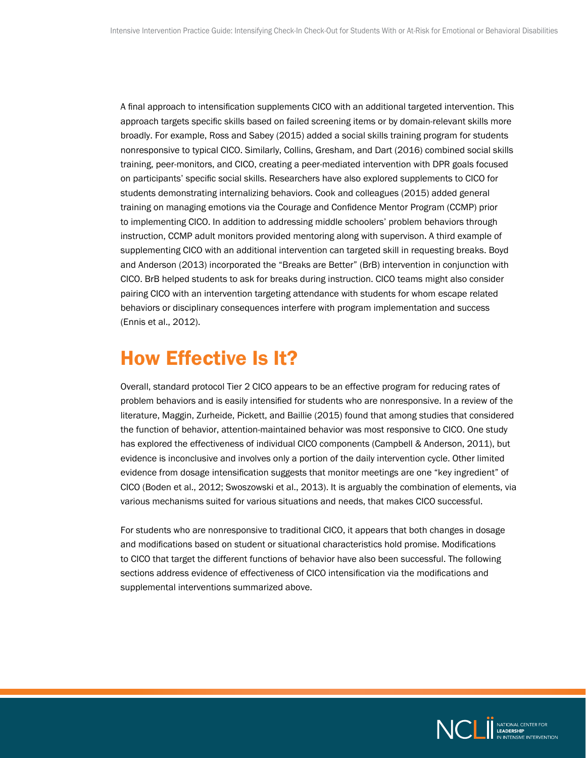A final approach to intensification supplements CICO with an additional targeted intervention. This approach targets specific skills based on failed screening items or by domain-relevant skills more broadly. For example, Ross and Sabey (2015) added a social skills training program for students nonresponsive to typical CICO. Similarly, Collins, Gresham, and Dart (2016) combined social skills training, peer-monitors, and CICO, creating a peer-mediated intervention with DPR goals focused on participants' specific social skills. Researchers have also explored supplements to CICO for students demonstrating internalizing behaviors. Cook and colleagues (2015) added general training on managing emotions via the Courage and Confidence Mentor Program (CCMP) prior to implementing CICO. In addition to addressing middle schoolers' problem behaviors through instruction, CCMP adult monitors provided mentoring along with supervison. A third example of supplementing CICO with an additional intervention can targeted skill in requesting breaks. Boyd and Anderson (2013) incorporated the "Breaks are Better" (BrB) intervention in conjunction with CICO. BrB helped students to ask for breaks during instruction. CICO teams might also consider pairing CICO with an intervention targeting attendance with students for whom escape related behaviors or disciplinary consequences interfere with program implementation and success (Ennis et al., 2012).

## How Effective Is It?

Overall, standard protocol Tier 2 CICO appears to be an effective program for reducing rates of problem behaviors and is easily intensified for students who are nonresponsive. In a review of the literature, Maggin, Zurheide, Pickett, and Baillie (2015) found that among studies that considered the function of behavior, attention-maintained behavior was most responsive to CICO. One study has explored the effectiveness of individual CICO components (Campbell & Anderson, 2011), but evidence is inconclusive and involves only a portion of the daily intervention cycle. Other limited evidence from dosage intensification suggests that monitor meetings are one "key ingredient" of CICO (Boden et al., 2012; Swoszowski et al., 2013). It is arguably the combination of elements, via various mechanisms suited for various situations and needs, that makes CICO successful.

For students who are nonresponsive to traditional CICO, it appears that both changes in dosage and modifications based on student or situational characteristics hold promise. Modifications to CICO that target the different functions of behavior have also been successful. The following sections address evidence of effectiveness of CICO intensification via the modifications and supplemental interventions summarized above.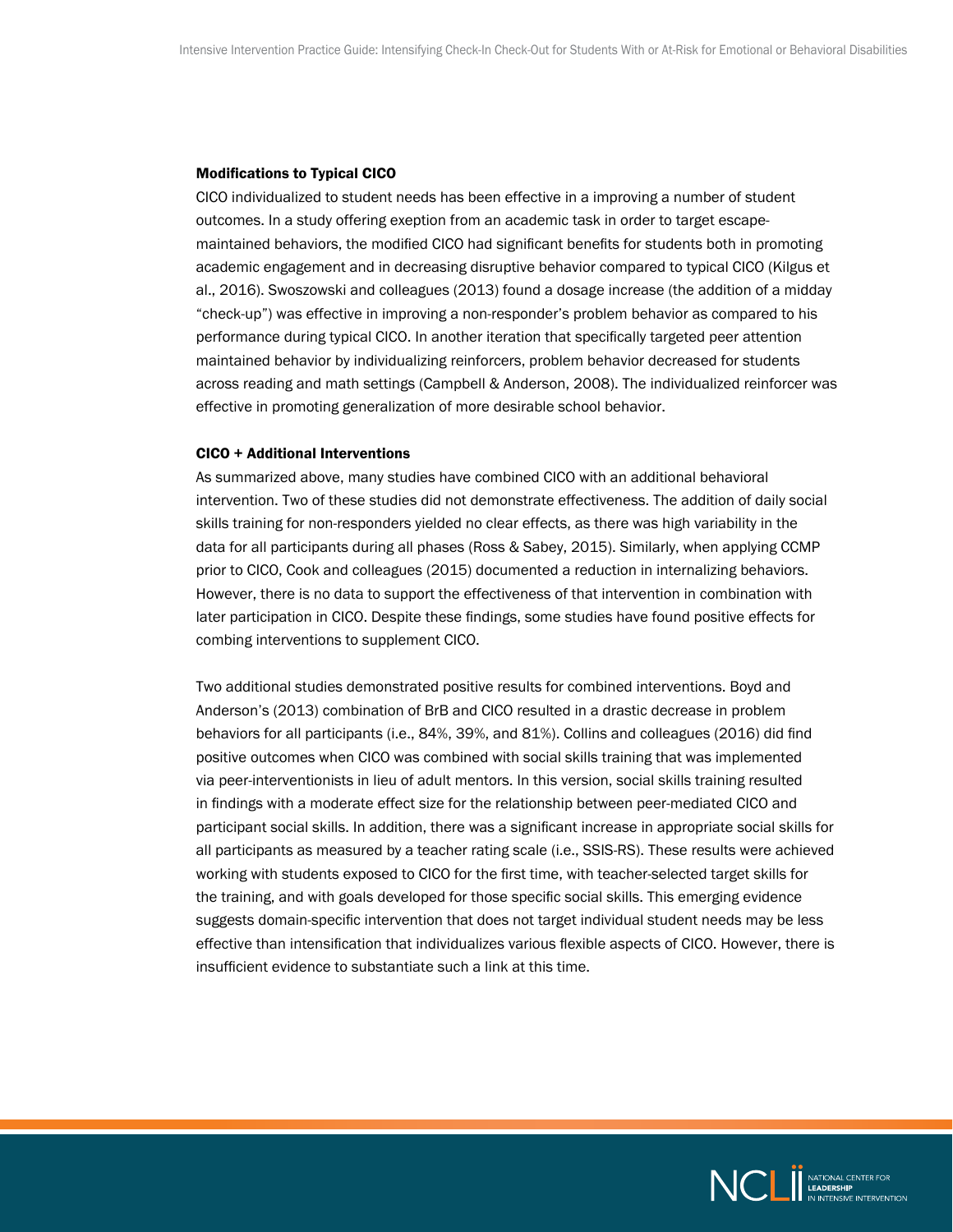### Modifications to Typical CICO

CICO individualized to student needs has been effective in a improving a number of student outcomes. In a study offering exeption from an academic task in order to target escape-maintained behaviors, the modified CICO had significant benefits for students both in promoting academic engagement and in decreasing disruptive behavior compared to typical CICO (Kilgus et al., 2016). Swoszowski and colleagues (2013) found a dosage increase (the addition of a midday "check-up") was effective in improving a non-responder's problem behavior as compared to his performance during typical CICO. In another iteration that specifically targeted peer attention maintained behavior by individualizing reinforcers, problem behavior decreased for students across reading and math settings (Campbell & Anderson, 2008). The individualized reinforcer was effective in promoting generalization of more desirable school behavior.

### CICO + Additional Interventions

As summarized above, many studies have combined CICO with an additional behavioral intervention. Two of these studies did not demonstrate effectiveness. The addition of daily social skills training for non-responders yielded no clear effects, as there was high variability in the data for all participants during all phases (Ross & Sabey, 2015). Similarly, when applying CCMP prior to CICO, Cook and colleagues (2015) documented a reduction in internalizing behaviors. However, there is no data to support the effectiveness of that intervention in combination with later participation in CICO. Despite these findings, some studies have found positive effects for combing interventions to supplement CICO.

Two additional studies demonstrated positive results for combined interventions. Boyd and Anderson's (2013) combination of BrB and CICO resulted in a drastic decrease in problem behaviors for all participants (i.e., 84%, 39%, and 81%). Collins and colleagues (2016) did find positive outcomes when CICO was combined with social skills training that was implemented via peer-interventionists in lieu of adult mentors. In this version, social skills training resulted in findings with a moderate effect size for the relationship between peer-mediated CICO and participant social skills. In addition, there was a significant increase in appropriate social skills for all participants as measured by a teacher rating scale (i.e., SSIS-RS). These results were achieved working with students exposed to CICO for the first time, with teacher-selected target skills for the training, and with goals developed for those specific social skills. This emerging evidence suggests domain-specific intervention that does not target individual student needs may be less effective than intensification that individualizes various flexible aspects of CICO. However, there is insufficient evidence to substantiate such a link at this time.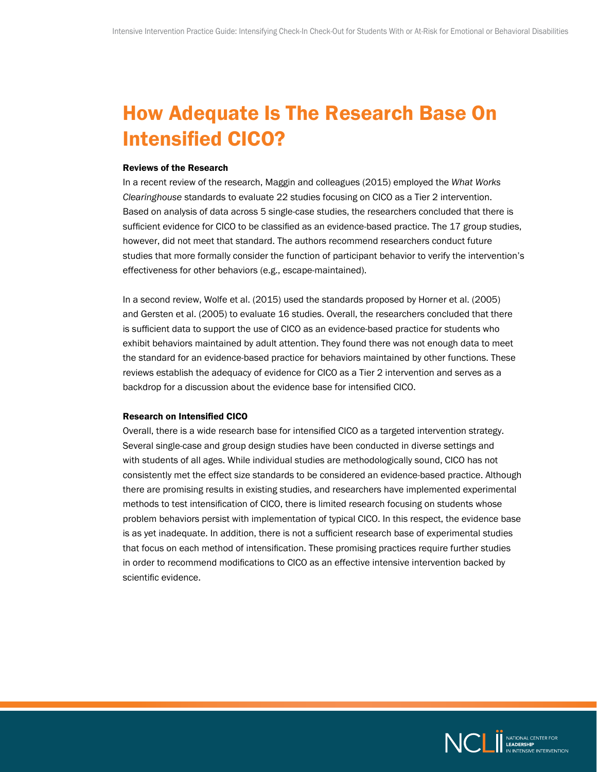# How Adequate Is The Research Base On Intensified CICO?

**Reviews of the Research**

In a recent review of the research, Maggin and colleagues (2015) employed the *What Works Clearinghouse* standards to evaluate 22 studies focusing on CICO as a Tier 2 intervention. Based on analysis of data across 5 single-case studies, the researchers concluded that there is sufficient evidence for CICO to be classified as an evidence-based practice. The 17 group studies, however, did not meet that standard. The authors recommend researchers conduct future studies that more formally consider the function of participant behavior to verify the intervention's effectiveness for other behaviors (e.g., escape-maintained).

In a second review, Wolfe et al. (2015) used the standards proposed by Horner et al. (2005) and Gersten et al. (2005) to evaluate 16 studies. Overall, the researchers concluded that there is sufficient data to support the use of CICO as an evidence-based practice for students who exhibit behaviors maintained by adult attention. They found there was not enough data to meet the standard for an evidence-based practice for behaviors maintained by other functions. These reviews establish the adequacy of evidence for CICO as a Tier 2 intervention and serves as a backdrop for a discussion about the evidence base for intensified CICO.

**Research on Intensified CICO**

Overall, there is a wide research base for intensified CICO as a targeted intervention strategy. Several single-case and group design studies have been conducted in diverse settings and with students of all ages. While individual studies are methodologically sound, CICO has not consistently met the effect size standards to be considered an evidence-based practice. Although there are promising results in existing studies, and researchers have implemented experimental methods to test intensification of CICO, there is limited research focusing on students whose problem behaviors persist with implementation of typical CICO. In this respect, the evidence base is as yet inadequate. In addition, there is not a sufficient research base of experimental studies that focus on each method of intensification. These promising practices require further studies in order to recommend modifications to CICO as an effective intensive intervention backed by scientific evidence.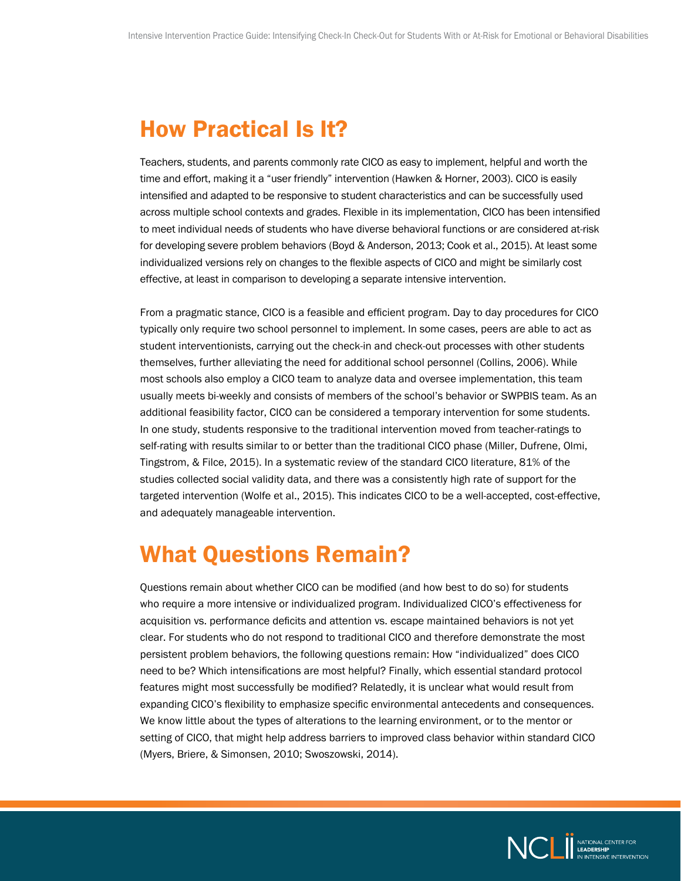## How Practical Is It?

Teachers, students, and parents commonly rate CICO as easy to implement, helpful and worth the time and effort, making it a "user friendly" intervention (Hawken & Horner, 2003). CICO is easily intensified and adapted to be responsive to student characteristics and can be successfully used across multiple school contexts and grades. Flexible in its implementation, CICO has been intensified to meet individual needs of students who have diverse behavioral functions or are considered at-risk for developing severe problem behaviors (Boyd & Anderson, 2013; Cook et al., 2015). At least some individualized versions rely on changes to the flexible aspects of CICO and might be similarly cost effective, at least in comparison to developing a separate intensive intervention.

From a pragmatic stance, CICO is a feasible and efficient program. Day to day procedures for CICO typically only require two school personnel to implement. In some cases, peers are able to act as student interventionists, carrying out the check-in and check-out processes with other students themselves, further alleviating the need for additional school personnel (Collins, 2006). While most schools also employ a CICO team to analyze data and oversee implementation, this team usually meets bi-weekly and consists of members of the school's behavior or SWPBIS team. As an additional feasibility factor, CICO can be considered a temporary intervention for some students. In one study, students responsive to the traditional intervention moved from teacher-ratings to self-rating with results similar to or better than the traditional CICO phase (Miller, Dufrene, Olmi, Tingstrom, & Filce, 2015). In a systematic review of the standard CICO literature, 81% of the studies collected social validity data, and there was a consistently high rate of support for the targeted intervention (Wolfe et al., 2015). This indicates CICO to be a well-accepted, cost-effective, and adequately manageable intervention.

## What Questions Remain?

Questions remain about whether CICO can be modified (and how best to do so) for students who require a more intensive or individualized program. Individualized CICO's effectiveness for acquisition vs. performance deficits and attention vs. escape maintained behaviors is not yet clear. For students who do not respond to traditional CICO and therefore demonstrate the most persistent problem behaviors, the following questions remain: How "individualized" does CICO need to be? Which intensifications are most helpful? Finally, which essential standard protocol features might most successfully be modified? Relatedly, it is unclear what would result from expanding CICO's flexibility to emphasize specific environmental antecedents and consequences. We know little about the types of alterations to the learning environment, or to the mentor or setting of CICO, that might help address barriers to improved class behavior within standard CICO (Myers, Briere, & Simonsen, 2010; Swoszowski, 2014).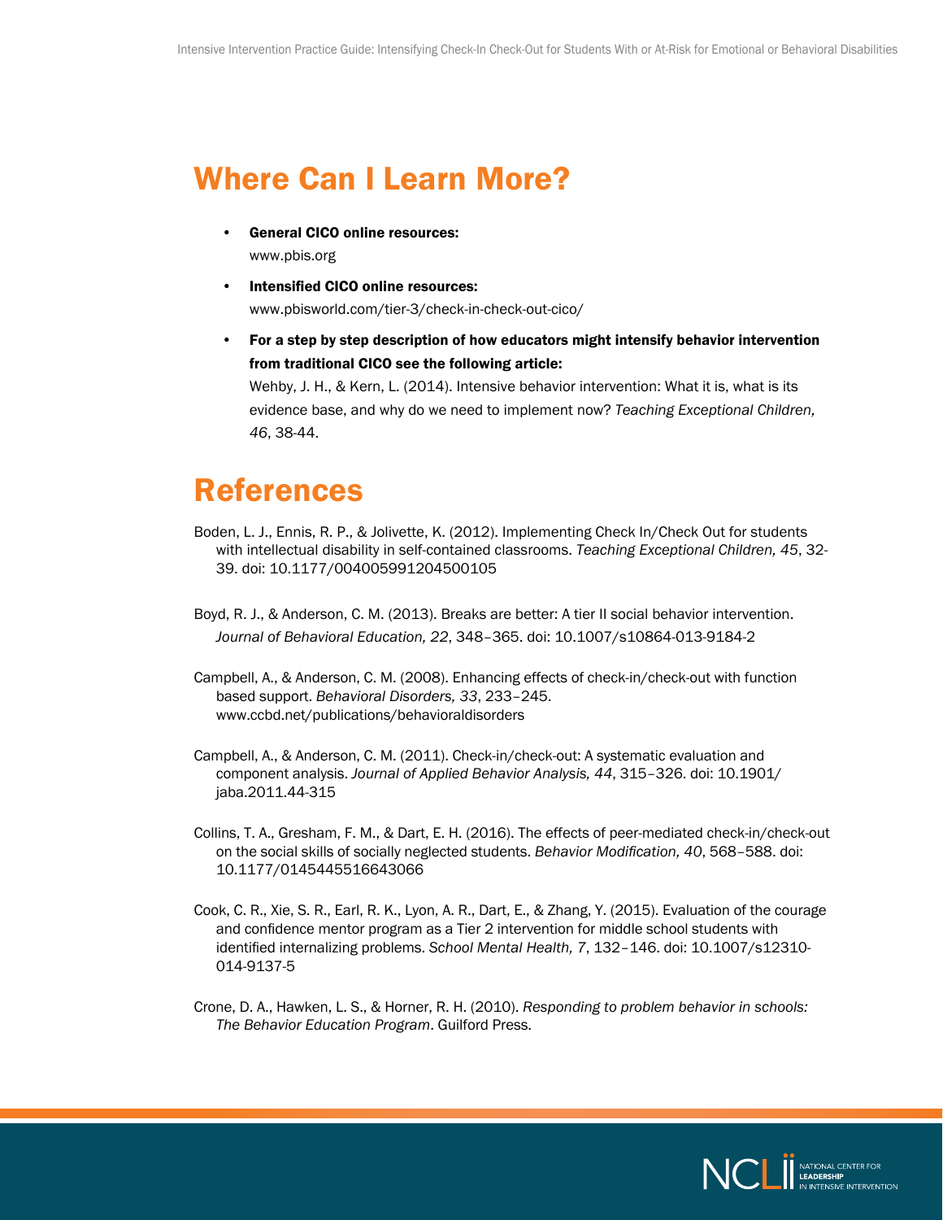## Where Can I Learn More?

- **General CICO online resources:**
  www.pbis.org
- **Intensified CICO online resources:**
  www.pbisworld.com/tier-3/check-in-check-out-cico/
- **For a step by step description of how educators might intensify behavior intervention from traditional CICO see the following article:**
  Wehby, J. H., & Kern, L. (2014). Intensive behavior intervention: What it is, what is its evidence base, and why do we need to implement now? *Teaching Exceptional Children, 46*, 38-44.

## References

Boden, L. J., Ennis, R. P., & Jolivette, K. (2012). Implementing Check In/Check Out for students with intellectual disability in self-contained classrooms. *Teaching Exceptional Children, 45*, 32-39. doi: 10.1177/004005991204500105

Boyd, R. J., & Anderson, C. M. (2013). Breaks are better: A tier II social behavior intervention. *Journal of Behavioral Education, 22*, 348–365. doi: 10.1007/s10864-013-9184-2

Campbell, A., & Anderson, C. M. (2008). Enhancing effects of check-in/check-out with function based support. *Behavioral Disorders, 33*, 233–245. www.ccbd.net/publications/behavioraldisorders

Campbell, A., & Anderson, C. M. (2011). Check-in/check-out: A systematic evaluation and component analysis. *Journal of Applied Behavior Analysis, 44*, 315–326. doi: 10.1901/jaba.2011.44-315

Collins, T. A., Gresham, F. M., & Dart, E. H. (2016). The effects of peer-mediated check-in/check-out on the social skills of socially neglected students. *Behavior Modification, 40*, 568–588. doi: 10.1177/0145445516643066

Cook, C. R., Xie, S. R., Earl, R. K., Lyon, A. R., Dart, E., & Zhang, Y. (2015). Evaluation of the courage and confidence mentor program as a Tier 2 intervention for middle school students with identified internalizing problems. *School Mental Health, 7*, 132–146. doi: 10.1007/s12310-014-9137-5

Crone, D. A., Hawken, L. S., & Horner, R. H. (2010). *Responding to problem behavior in schools: The Behavior Education Program*. Guilford Press.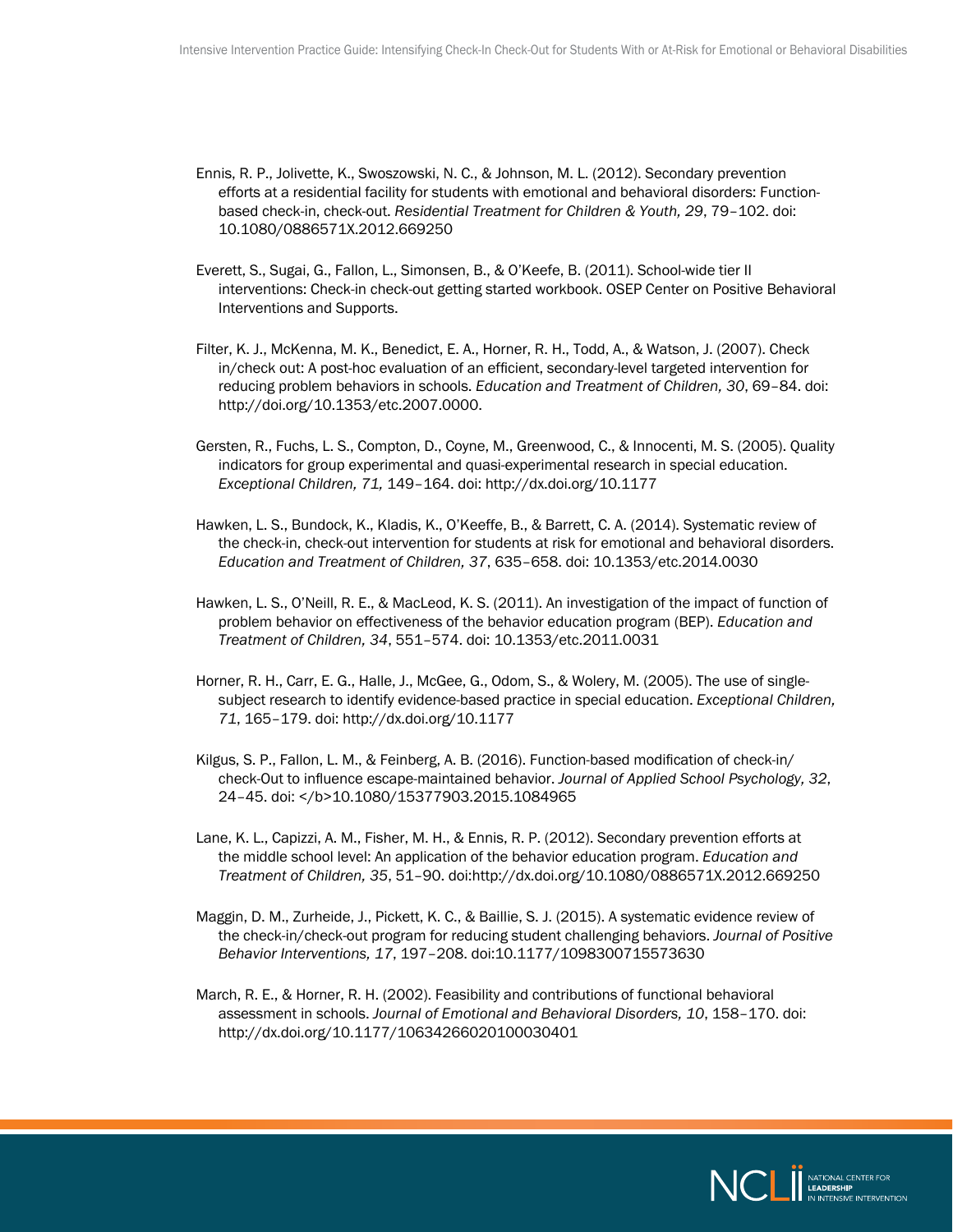Ennis, R. P., Jolivette, K., Swoszowski, N. C., & Johnson, M. L. (2012). Secondary prevention efforts at a residential facility for students with emotional and behavioral disorders: Function-based check-in, check-out. *Residential Treatment for Children & Youth, 29*, 79–102. doi: 10.1080/0886571X.2012.669250

Everett, S., Sugai, G., Fallon, L., Simonsen, B., & O'Keefe, B. (2011). School-wide tier II interventions: Check-in check-out getting started workbook. OSEP Center on Positive Behavioral Interventions and Supports.

Filter, K. J., McKenna, M. K., Benedict, E. A., Horner, R. H., Todd, A., & Watson, J. (2007). Check in/check out: A post-hoc evaluation of an efficient, secondary-level targeted intervention for reducing problem behaviors in schools. *Education and Treatment of Children, 30*, 69–84. doi: http://doi.org/10.1353/etc.2007.0000.

Gersten, R., Fuchs, L. S., Compton, D., Coyne, M., Greenwood, C., & Innocenti, M. S. (2005). Quality indicators for group experimental and quasi-experimental research in special education. *Exceptional Children, 71,* 149–164. doi: http://dx.doi.org/10.1177

Hawken, L. S., Bundock, K., Kladis, K., O'Keeffe, B., & Barrett, C. A. (2014). Systematic review of the check-in, check-out intervention for students at risk for emotional and behavioral disorders. *Education and Treatment of Children, 37*, 635–658. doi: 10.1353/etc.2014.0030

Hawken, L. S., O'Neill, R. E., & MacLeod, K. S. (2011). An investigation of the impact of function of problem behavior on effectiveness of the behavior education program (BEP). *Education and Treatment of Children, 34*, 551–574. doi: 10.1353/etc.2011.0031

Horner, R. H., Carr, E. G., Halle, J., McGee, G., Odom, S., & Wolery, M. (2005). The use of single-subject research to identify evidence-based practice in special education. *Exceptional Children, 71*, 165–179. doi: http://dx.doi.org/10.1177

Kilgus, S. P., Fallon, L. M., & Feinberg, A. B. (2016). Function-based modification of check-in/check-Out to influence escape-maintained behavior. *Journal of Applied School Psychology, 32,* 24–45. doi: </b>10.1080/15377903.2015.1084965

Lane, K. L., Capizzi, A. M., Fisher, M. H., & Ennis, R. P. (2012). Secondary prevention efforts at the middle school level: An application of the behavior education program. *Education and Treatment of Children, 35*, 51–90. doi:http://dx.doi.org/10.1080/0886571X.2012.669250

Maggin, D. M., Zurheide, J., Pickett, K. C., & Baillie, S. J. (2015). A systematic evidence review of the check-in/check-out program for reducing student challenging behaviors. *Journal of Positive Behavior Interventions, 17*, 197–208. doi:10.1177/1098300715573630

March, R. E., & Horner, R. H. (2002). Feasibility and contributions of functional behavioral assessment in schools. *Journal of Emotional and Behavioral Disorders, 10*, 158–170. doi: http://dx.doi.org/10.1177/10634266020100030401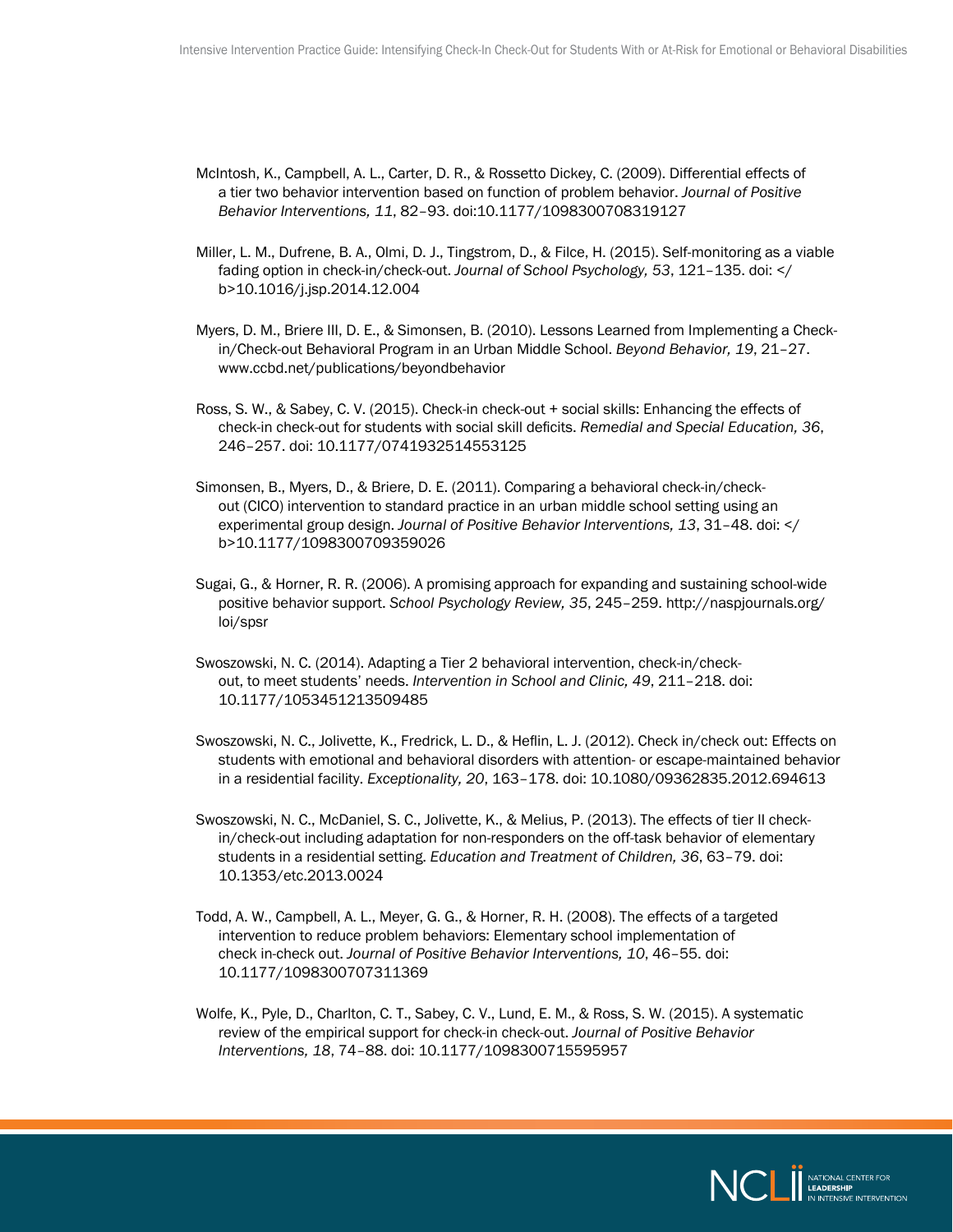McIntosh, K., Campbell, A. L., Carter, D. R., & Rossetto Dickey, C. (2009). Differential effects of a tier two behavior intervention based on function of problem behavior. *Journal of Positive Behavior Interventions, 11*, 82–93. doi:10.1177/1098300708319127

Miller, L. M., Dufrene, B. A., Olmi, D. J., Tingstrom, D., & Filce, H. (2015). Self-monitoring as a viable fading option in check-in/check-out. *Journal of School Psychology, 53*, 121–135. doi: </b>10.1016/j.jsp.2014.12.004

Myers, D. M., Briere III, D. E., & Simonsen, B. (2010). Lessons Learned from Implementing a Check-in/Check-out Behavioral Program in an Urban Middle School. *Beyond Behavior, 19*, 21–27. www.ccbd.net/publications/beyondbehavior

Ross, S. W., & Sabey, C. V. (2015). Check-in check-out + social skills: Enhancing the effects of check-in check-out for students with social skill deficits. *Remedial and Special Education, 36*, 246–257. doi: 10.1177/0741932514553125

Simonsen, B., Myers, D., & Briere, D. E. (2011). Comparing a behavioral check-in/check-out (CICO) intervention to standard practice in an urban middle school setting using an experimental group design. *Journal of Positive Behavior Interventions, 13*, 31–48. doi: </b>10.1177/1098300709359026

Sugai, G., & Horner, R. R. (2006). A promising approach for expanding and sustaining school-wide positive behavior support. *School Psychology Review, 35*, 245–259. http://naspjournals.org/loi/spsr

Swoszowski, N. C. (2014). Adapting a Tier 2 behavioral intervention, check-in/check-out, to meet students' needs. *Intervention in School and Clinic, 49*, 211–218. doi: 10.1177/1053451213509485

Swoszowski, N. C., Jolivette, K., Fredrick, L. D., & Heflin, L. J. (2012). Check in/check out: Effects on students with emotional and behavioral disorders with attention- or escape-maintained behavior in a residential facility. *Exceptionality, 20*, 163–178. doi: 10.1080/09362835.2012.694613

Swoszowski, N. C., McDaniel, S. C., Jolivette, K., & Melius, P. (2013). The effects of tier II check-in/check-out including adaptation for non-responders on the off-task behavior of elementary students in a residential setting. *Education and Treatment of Children, 36*, 63–79. doi: 10.1353/etc.2013.0024

Todd, A. W., Campbell, A. L., Meyer, G. G., & Horner, R. H. (2008). The effects of a targeted intervention to reduce problem behaviors: Elementary school implementation of check in-check out. *Journal of Positive Behavior Interventions, 10*, 46–55. doi: 10.1177/1098300707311369

Wolfe, K., Pyle, D., Charlton, C. T., Sabey, C. V., Lund, E. M., & Ross, S. W. (2015). A systematic review of the empirical support for check-in check-out. *Journal of Positive Behavior Interventions, 18*, 74–88. doi: 10.1177/1098300715595957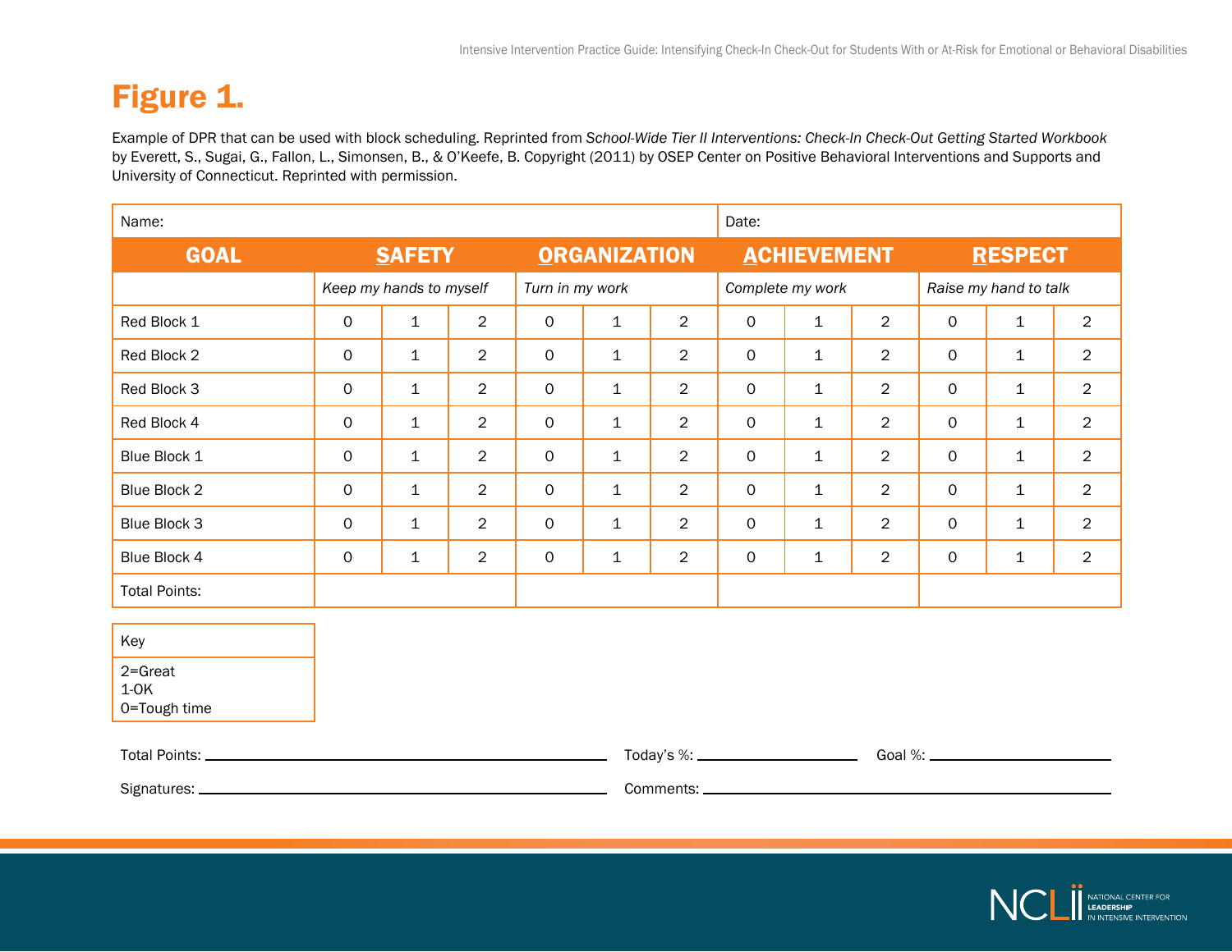# Figure 1.

Example of DPR that can be used with block scheduling. Reprinted from *School-Wide Tier II Interventions: Check-In Check-Out Getting Started Workbook* by Everett, S., Sugai, G., Fallon, L., Simonsen, B., & O'Keefe, B. Copyright (2011) by OSEP Center on Positive Behavioral Interventions and Supports and University of Connecticut. Reprinted with permission.

| Name: | | | | | | | Date: | | | | | |
|---|---|---|---|---|---|---|---|---|---|---|---|---|
| **GOAL** | **SAFETY** | | | **ORGANIZATION** | | | **ACHIEVEMENT** | | | **RESPECT** | | |
| | *Keep my hands to myself* | | | *Turn in my work* | | | *Complete my work* | | | *Raise my hand to talk* | | |
| Red Block 1 | 0 | 1 | 2 | 0 | 1 | 2 | 0 | 1 | 2 | 0 | 1 | 2 |
| Red Block 2 | 0 | 1 | 2 | 0 | 1 | 2 | 0 | 1 | 2 | 0 | 1 | 2 |
| Red Block 3 | 0 | 1 | 2 | 0 | 1 | 2 | 0 | 1 | 2 | 0 | 1 | 2 |
| Red Block 4 | 0 | 1 | 2 | 0 | 1 | 2 | 0 | 1 | 2 | 0 | 1 | 2 |
| Blue Block 1 | 0 | 1 | 2 | 0 | 1 | 2 | 0 | 1 | 2 | 0 | 1 | 2 |
| Blue Block 2 | 0 | 1 | 2 | 0 | 1 | 2 | 0 | 1 | 2 | 0 | 1 | 2 |
| Blue Block 3 | 0 | 1 | 2 | 0 | 1 | 2 | 0 | 1 | 2 | 0 | 1 | 2 |
| Blue Block 4 | 0 | 1 | 2 | 0 | 1 | 2 | 0 | 1 | 2 | 0 | 1 | 2 |
| Total Points: | | | | | | | | | | | | |

| Key |
|---|
| 2=Great<br>1-OK<br>0=Tough time |

Total Points: ______________________ Today's %: ______________ Goal %: ______________

Signatures: ______________________ Comments: ______________________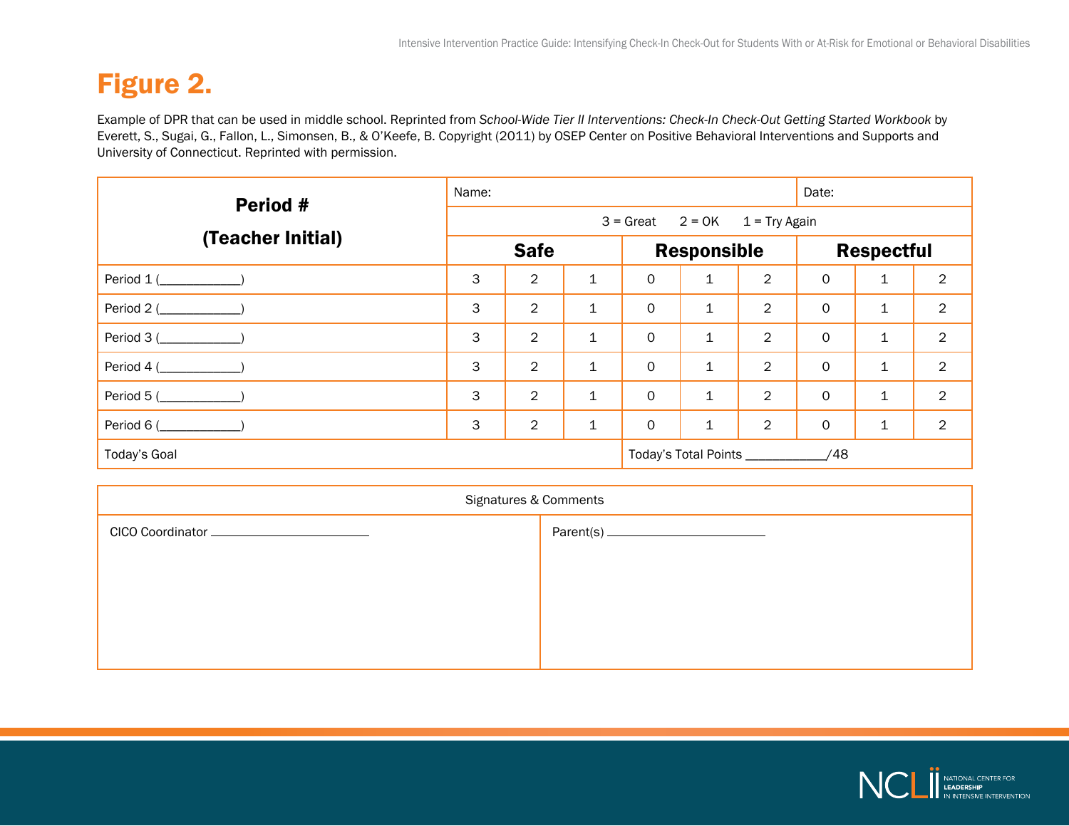# Figure 2.

Example of DPR that can be used in middle school. Reprinted from *School-Wide Tier II Interventions: Check-In Check-Out Getting Started Workbook* by Everett, S., Sugai, G., Fallon, L., Simonsen, B., & O'Keefe, B. Copyright (2011) by OSEP Center on Positive Behavioral Interventions and Supports and University of Connecticut. Reprinted with permission.

| **Period #** **(Teacher Initial)** | Name: | | | | | | Date: | | |
|---|---|---|---|---|---|---|---|---|---|
| | 3 = Great 2 = OK 1 = Try Again | | | | | | | | |
| | **Safe** | | | **Responsible** | | | **Respectful** | | |
| Period 1 (___________) | 3 | 2 | 1 | 0 | 1 | 2 | 0 | 1 | 2 |
| Period 2 (___________) | 3 | 2 | 1 | 0 | 1 | 2 | 0 | 1 | 2 |
| Period 3 (___________) | 3 | 2 | 1 | 0 | 1 | 2 | 0 | 1 | 2 |
| Period 4 (___________) | 3 | 2 | 1 | 0 | 1 | 2 | 0 | 1 | 2 |
| Period 5 (___________) | 3 | 2 | 1 | 0 | 1 | 2 | 0 | 1 | 2 |
| Period 6 (___________) | 3 | 2 | 1 | 0 | 1 | 2 | 0 | 1 | 2 |
| Today's Goal | | | | Today's Total Points ___________/48 | | | | | |

| Signatures & Comments | |
|---|---|
| CICO Coordinator ______________________ | Parent(s) ______________________ |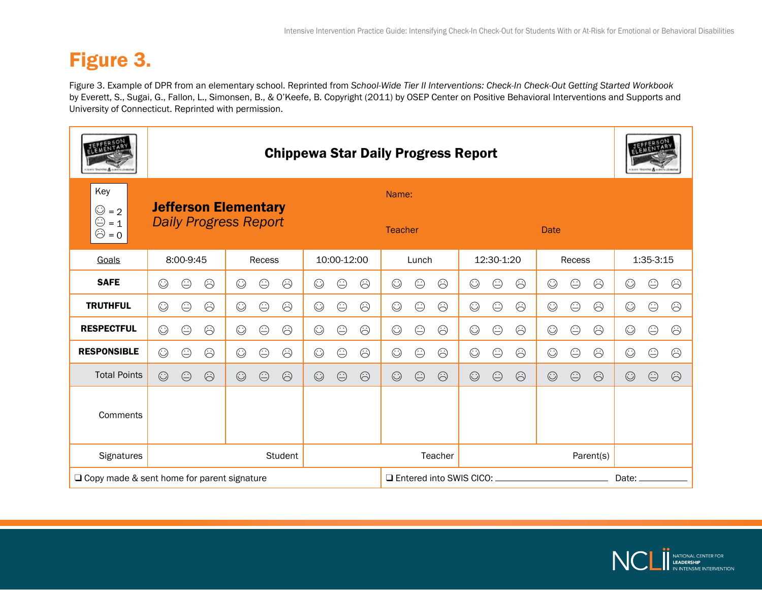# Figure 3.

Figure 3. Example of DPR from an elementary school. Reprinted from *School-Wide Tier II Interventions: Check-In Check-Out Getting Started Workbook* by Everett, S., Sugai, G., Fallon, L., Simonsen, B., & O'Keefe, B. Copyright (2011) by OSEP Center on Positive Behavioral Interventions and Supports and University of Connecticut. Reprinted with permission.

## Chippewa Star Daily Progress Report

**Jefferson Elementary**
*Daily Progress Report*

Key
☺ = 2
😐 = 1
☹ = 0

Name:

Teacher                Date

| Goals | 8:00-9:45 | Recess | 10:00-12:00 | Lunch | 12:30-1:20 | Recess | 1:35-3:15 |
|---|---|---|---|---|---|---|---|
| **SAFE** | ☺ 😐 ☹ | ☺ 😐 ☹ | ☺ 😐 ☹ | ☺ 😐 ☹ | ☺ 😐 ☹ | ☺ 😐 ☹ | ☺ 😐 ☹ |
| **TRUTHFUL** | ☺ 😐 ☹ | ☺ 😐 ☹ | ☺ 😐 ☹ | ☺ 😐 ☹ | ☺ 😐 ☹ | ☺ 😐 ☹ | ☺ 😐 ☹ |
| **RESPECTFUL** | ☺ 😐 ☹ | ☺ 😐 ☹ | ☺ 😐 ☹ | ☺ 😐 ☹ | ☺ 😐 ☹ | ☺ 😐 ☹ | ☺ 😐 ☹ |
| **RESPONSIBLE** | ☺ 😐 ☹ | ☺ 😐 ☹ | ☺ 😐 ☹ | ☺ 😐 ☹ | ☺ 😐 ☹ | ☺ 😐 ☹ | ☺ 😐 ☹ |
| Total Points | ☺ 😐 ☹ | ☺ 😐 ☹ | ☺ 😐 ☹ | ☺ 😐 ☹ | ☺ 😐 ☹ | ☺ 😐 ☹ | ☺ 😐 ☹ |
| Comments | | | | | | | |
| Signatures | | Student | | Teacher | | Parent(s) | |

❑ Copy made & sent home for parent signature

❑ Entered into SWIS CICO: ____________ Date: ________